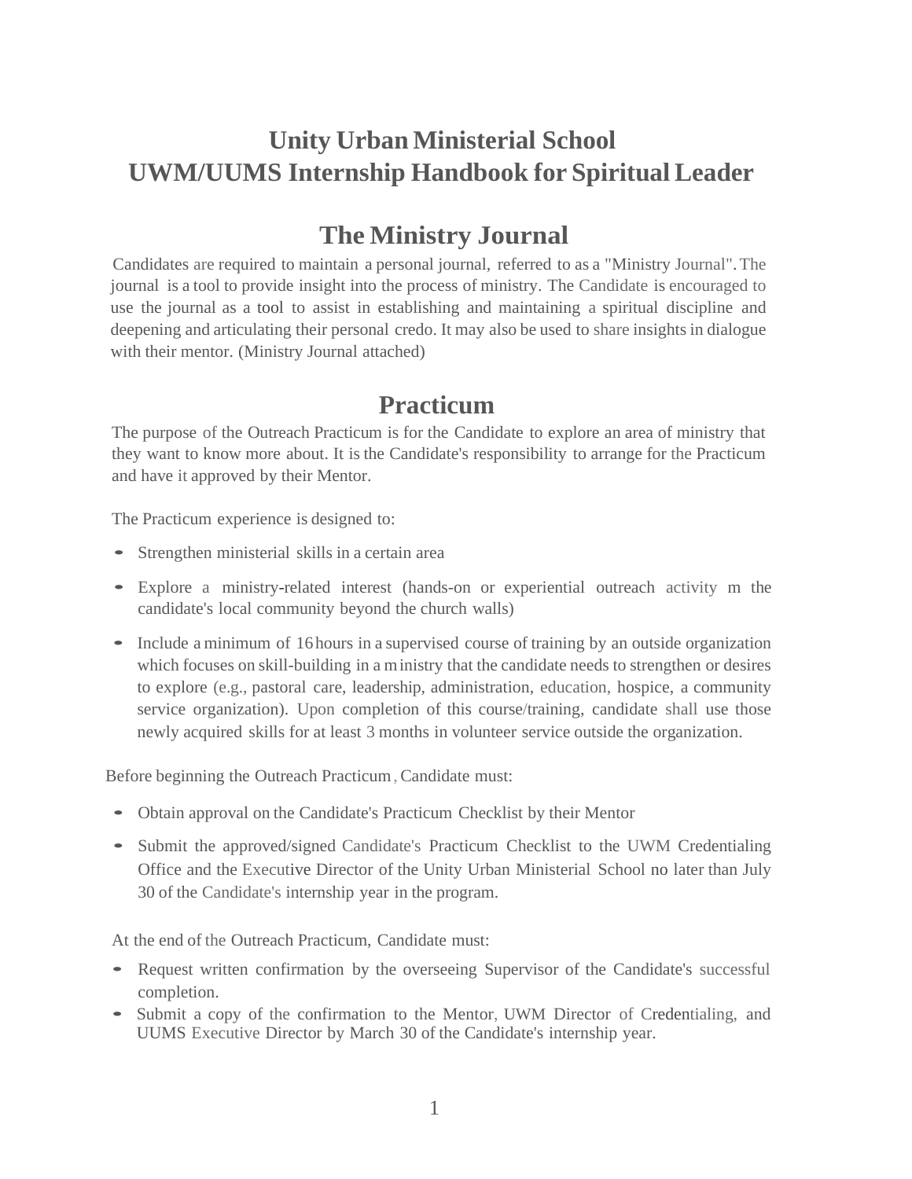# Unity Urban Ministerial School
# UWM/UUMS Internship Handbook for Spiritual Leader

## The Ministry Journal

Candidates are required to maintain a personal journal, referred to as a "Ministry Journal". The journal is a tool to provide insight into the process of ministry. The Candidate is encouraged to use the journal as a tool to assist in establishing and maintaining a spiritual discipline and deepening and articulating their personal credo. It may also be used to share insights in dialogue with their mentor. (Ministry Journal attached)

## Practicum

The purpose of the Outreach Practicum is for the Candidate to explore an area of ministry that they want to know more about. It is the Candidate's responsibility to arrange for the Practicum and have it approved by their Mentor.

The Practicum experience is designed to:

- Strengthen ministerial skills in a certain area
- Explore a ministry-related interest (hands-on or experiential outreach activity m the candidate's local community beyond the church walls)
- Include a minimum of 16 hours in a supervised course of training by an outside organization which focuses on skill-building in a ministry that the candidate needs to strengthen or desires to explore (e.g., pastoral care, leadership, administration, education, hospice, a community service organization). Upon completion of this course/training, candidate shall use those newly acquired skills for at least 3 months in volunteer service outside the organization.

Before beginning the Outreach Practicum, Candidate must:

- Obtain approval on the Candidate's Practicum Checklist by their Mentor
- Submit the approved/signed Candidate's Practicum Checklist to the UWM Credentialing Office and the Executive Director of the Unity Urban Ministerial School no later than July 30 of the Candidate's internship year in the program.

At the end of the Outreach Practicum, Candidate must:

- Request written confirmation by the overseeing Supervisor of the Candidate's successful completion.
- Submit a copy of the confirmation to the Mentor, UWM Director of Credentialing, and UUMS Executive Director by March 30 of the Candidate's internship year.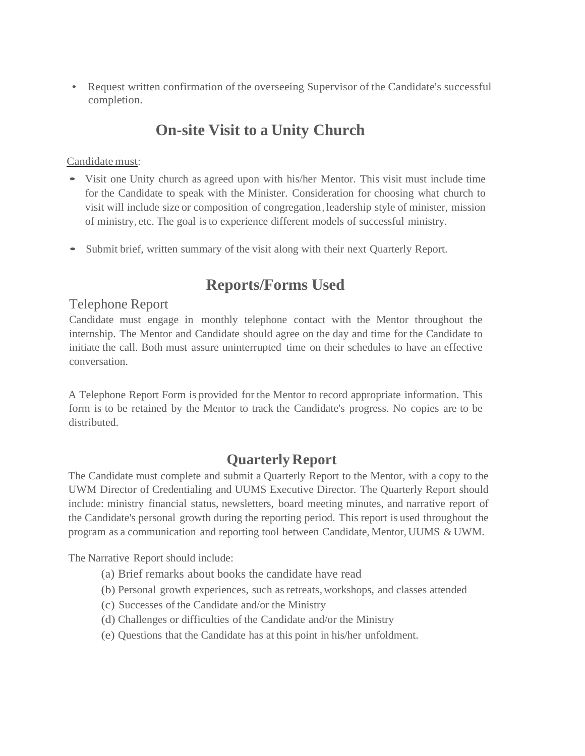- Request written confirmation of the overseeing Supervisor of the Candidate's successful completion.

## On-site Visit to a Unity Church

Candidate must:

- Visit one Unity church as agreed upon with his/her Mentor. This visit must include time for the Candidate to speak with the Minister. Consideration for choosing what church to visit will include size or composition of congregation, leadership style of minister, mission of ministry, etc. The goal is to experience different models of successful ministry.

- Submit brief, written summary of the visit along with their next Quarterly Report.

## Reports/Forms Used

### Telephone Report

Candidate must engage in monthly telephone contact with the Mentor throughout the internship. The Mentor and Candidate should agree on the day and time for the Candidate to initiate the call. Both must assure uninterrupted time on their schedules to have an effective conversation.

A Telephone Report Form is provided for the Mentor to record appropriate information. This form is to be retained by the Mentor to track the Candidate's progress. No copies are to be distributed.

## Quarterly Report

The Candidate must complete and submit a Quarterly Report to the Mentor, with a copy to the UWM Director of Credentialing and UUMS Executive Director. The Quarterly Report should include: ministry financial status, newsletters, board meeting minutes, and narrative report of the Candidate's personal growth during the reporting period. This report is used throughout the program as a communication and reporting tool between Candidate, Mentor, UUMS & UWM.

The Narrative Report should include:

(a) Brief remarks about books the candidate have read
(b) Personal growth experiences, such as retreats, workshops, and classes attended
(c) Successes of the Candidate and/or the Ministry
(d) Challenges or difficulties of the Candidate and/or the Ministry
(e) Questions that the Candidate has at this point in his/her unfoldment.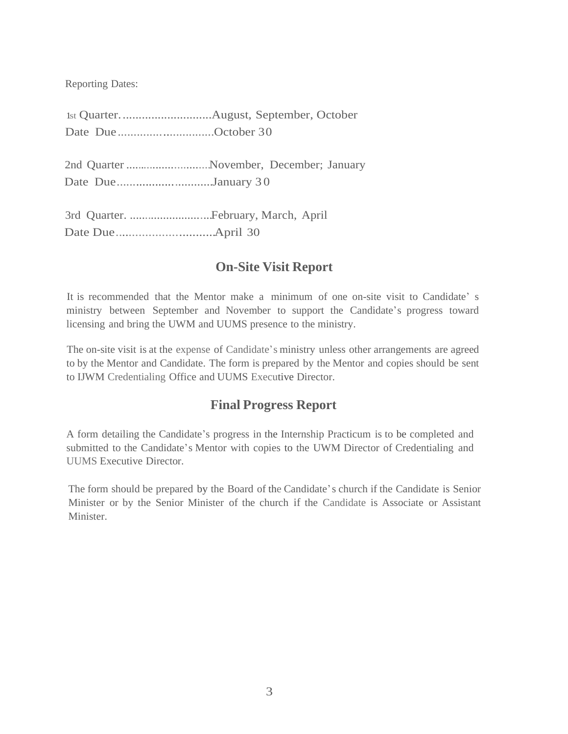Reporting Dates:

1st Quarter.............................August, September, October
Date Due..............................October 30

2nd Quarter ...........................November, December; January
Date Due..............................January 30

3rd Quarter. ..........................February, March, April
Date Due..............................April 30

## On-Site Visit Report

It is recommended that the Mentor make a minimum of one on-site visit to Candidate's ministry between September and November to support the Candidate's progress toward licensing and bring the UWM and UUMS presence to the ministry.

The on-site visit is at the expense of Candidate's ministry unless other arrangements are agreed to by the Mentor and Candidate. The form is prepared by the Mentor and copies should be sent to IJWM Credentialing Office and UUMS Executive Director.

## Final Progress Report

A form detailing the Candidate's progress in the Internship Practicum is to be completed and submitted to the Candidate's Mentor with copies to the UWM Director of Credentialing and UUMS Executive Director.

The form should be prepared by the Board of the Candidate's church if the Candidate is Senior Minister or by the Senior Minister of the church if the Candidate is Associate or Assistant Minister.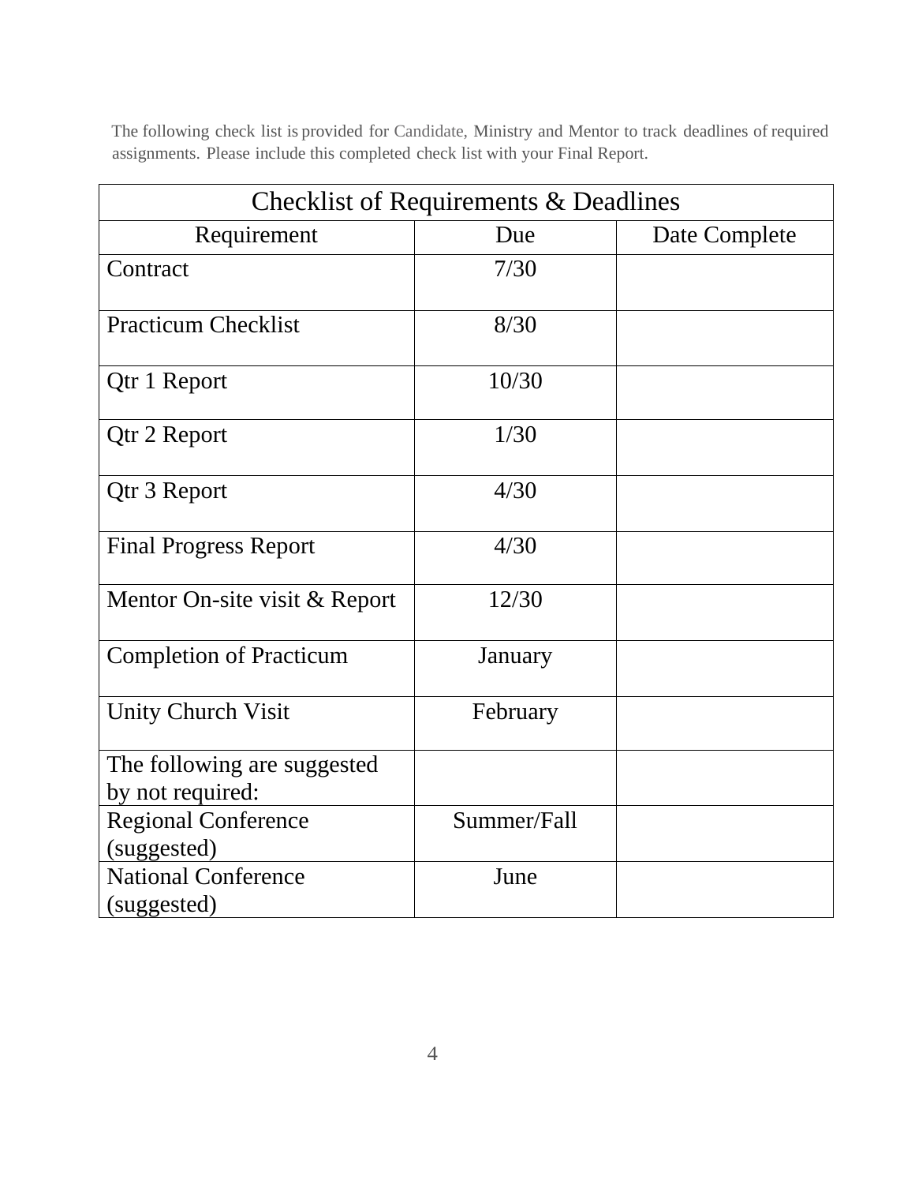The following check list is provided for Candidate, Ministry and Mentor to track deadlines of required assignments. Please include this completed check list with your Final Report.

| Checklist of Requirements & Deadlines | | |
|---|---|---|
| Requirement | Due | Date Complete |
| Contract | 7/30 | |
| Practicum Checklist | 8/30 | |
| Qtr 1 Report | 10/30 | |
| Qtr 2 Report | 1/30 | |
| Qtr 3 Report | 4/30 | |
| Final Progress Report | 4/30 | |
| Mentor On-site visit & Report | 12/30 | |
| Completion of Practicum | January | |
| Unity Church Visit | February | |
| The following are suggested by not required: | | |
| Regional Conference (suggested) | Summer/Fall | |
| National Conference (suggested) | June | |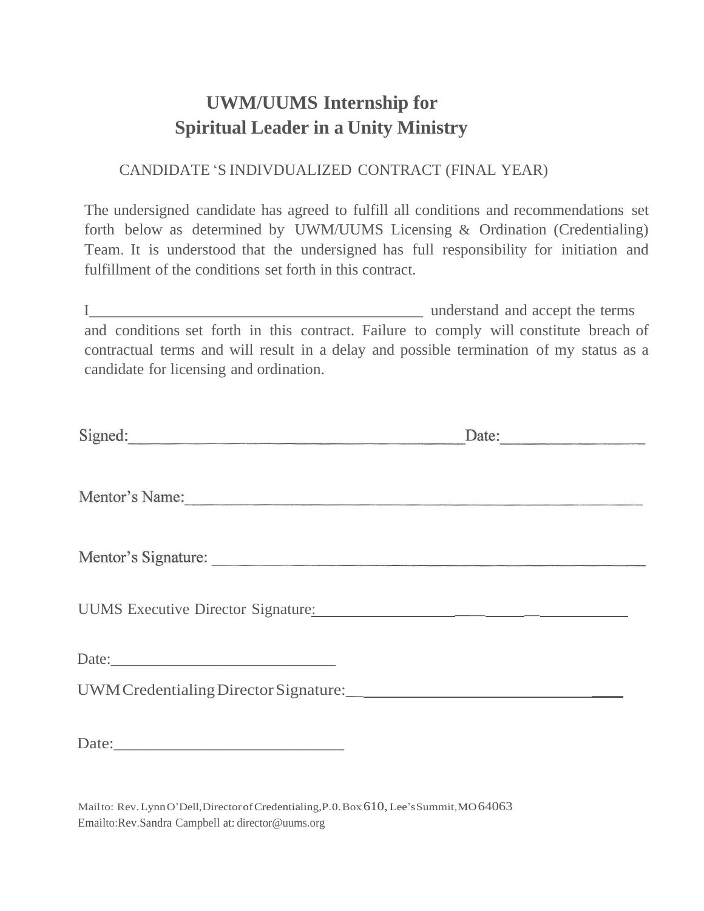# UWM/UUMS Internship for
# Spiritual Leader in a Unity Ministry

CANDIDATE 'S INDIVDUALIZED CONTRACT (FINAL YEAR)

The undersigned candidate has agreed to fulfill all conditions and recommendations set forth below as determined by UWM/UUMS Licensing & Ordination (Credentialing) Team. It is understood that the undersigned has full responsibility for initiation and fulfillment of the conditions set forth in this contract.

I____________________________________________ understand and accept the terms and conditions set forth in this contract. Failure to comply will constitute breach of contractual terms and will result in a delay and possible termination of my status as a candidate for licensing and ordination.

Signed:___________________________________________Date:__________________

Mentor's Name:___________________________________________________________

Mentor's Signature: _______________________________________________________

UUMS Executive Director Signature:_______________________________________

Date:_____________________________

UWM Credentialing Director Signature:______________________________________

Date:_____________________________

Mailto: Rev. Lynn O'Dell, Director of Credentialing, P.O. Box 610, Lee's Summit, MO 64063
Emailto:Rev.Sandra Campbell at: director@uums.org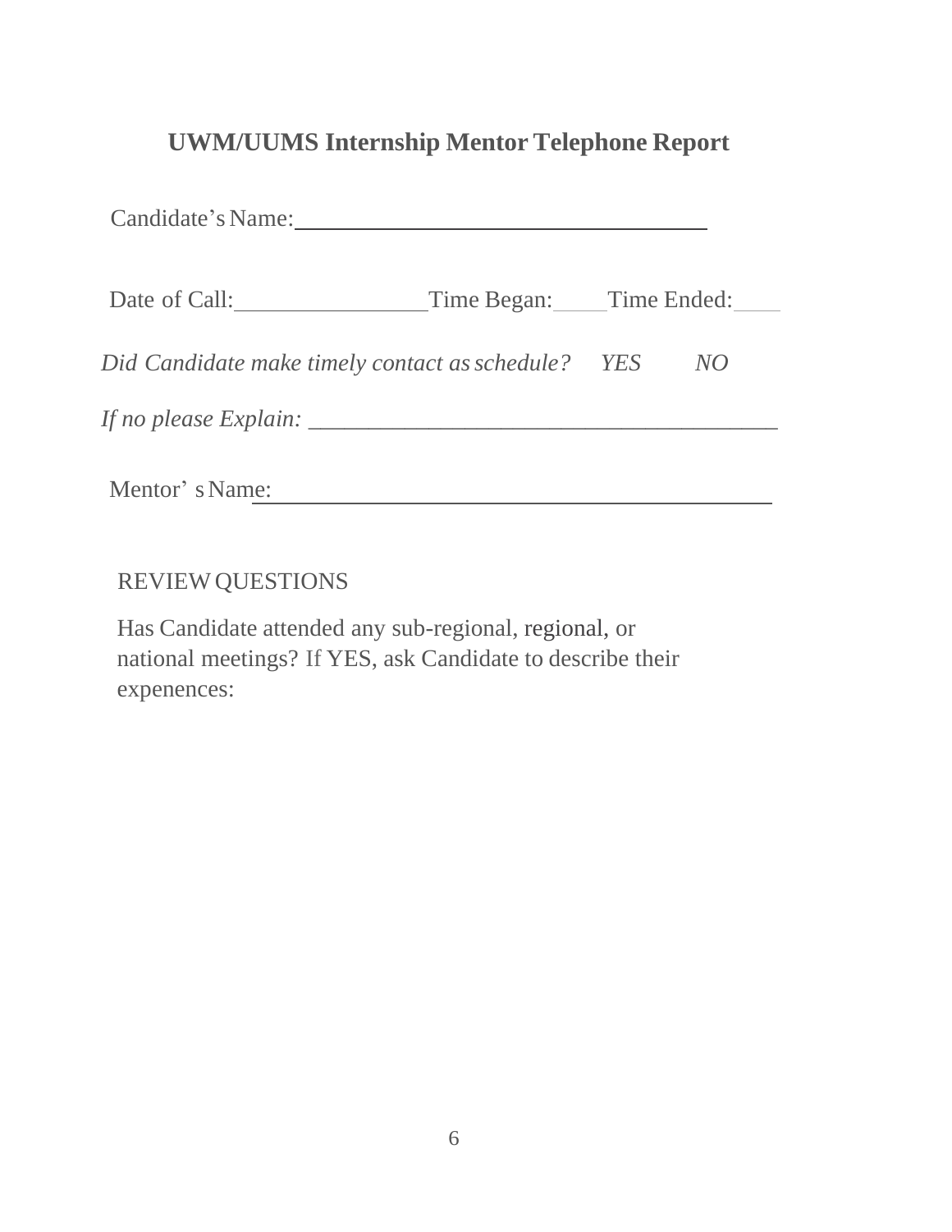## UWM/UUMS Internship Mentor Telephone Report

Candidate's Name: ___________________________________

Date of Call: ________________ Time Began: ____ Time Ended: ____

*Did Candidate make timely contact as schedule? YES NO*

*If no please Explain:* ________________________________________

Mentor' s Name: _____________________________________________

REVIEW QUESTIONS

Has Candidate attended any sub-regional, regional, or national meetings? If YES, ask Candidate to describe their expenences: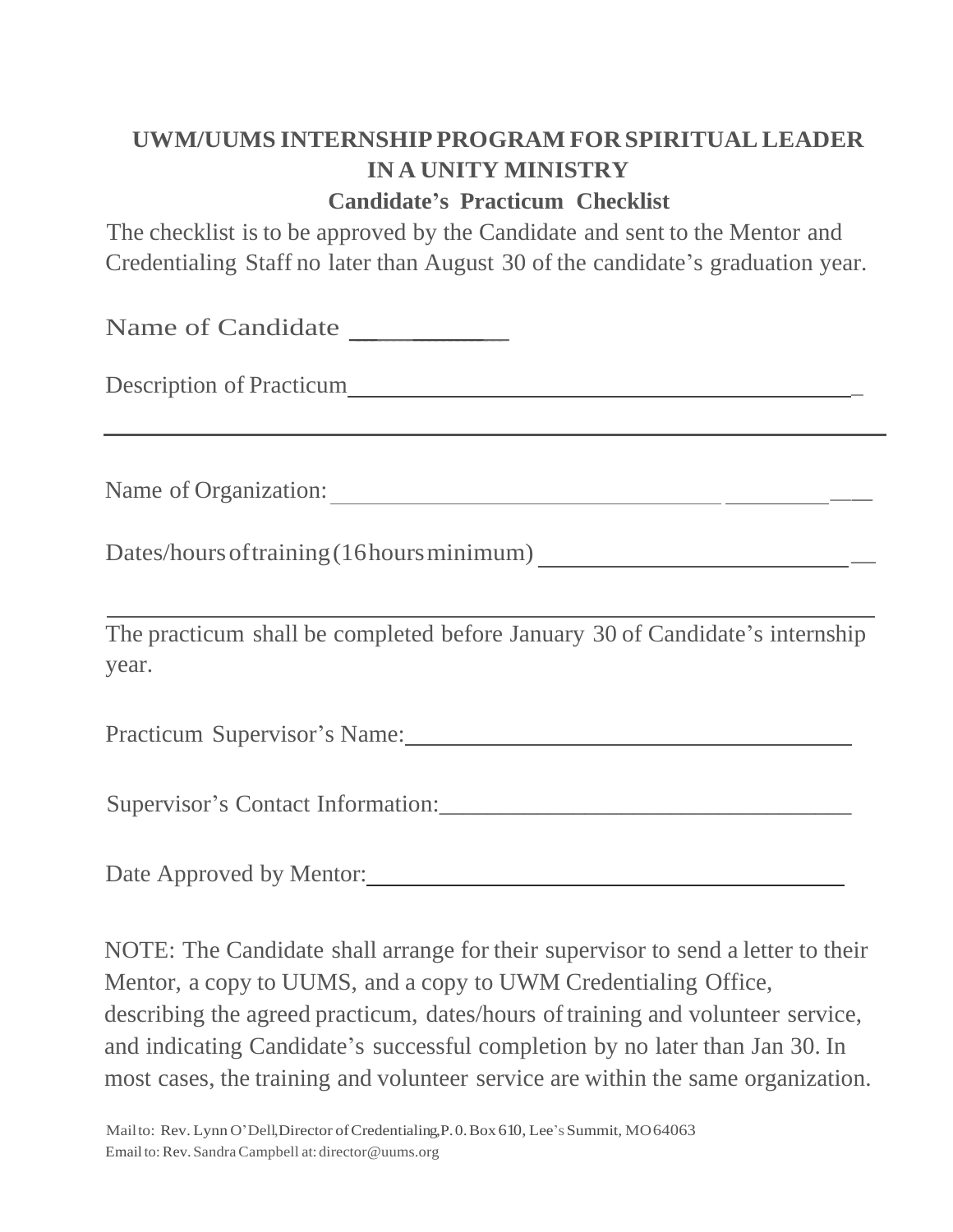## UWM/UUMS INTERNSHIP PROGRAM FOR SPIRITUAL LEADER IN A UNITY MINISTRY

### Candidate's Practicum Checklist

The checklist is to be approved by the Candidate and sent to the Mentor and Credentialing Staff no later than August 30 of the candidate's graduation year.

Name of Candidate ___________

Description of Practicum ___________________________________________

___________________________________________________________________

Name of Organization: _____________________________________________

Dates/hours of training (16 hours minimum) ___________________________

___________________________________________________________________

The practicum shall be completed before January 30 of Candidate's internship year.

Practicum Supervisor's Name: ______________________________________

Supervisor's Contact Information: __________________________________

Date Approved by Mentor: _________________________________________

NOTE: The Candidate shall arrange for their supervisor to send a letter to their Mentor, a copy to UUMS, and a copy to UWM Credentialing Office, describing the agreed practicum, dates/hours of training and volunteer service, and indicating Candidate's successful completion by no later than Jan 30. In most cases, the training and volunteer service are within the same organization.

Mail to: Rev. Lynn O'Dell, Director of Credentialing, P. 0. Box 610, Lee's Summit, MO 64063
Email to: Rev. Sandra Campbell at: director@uums.org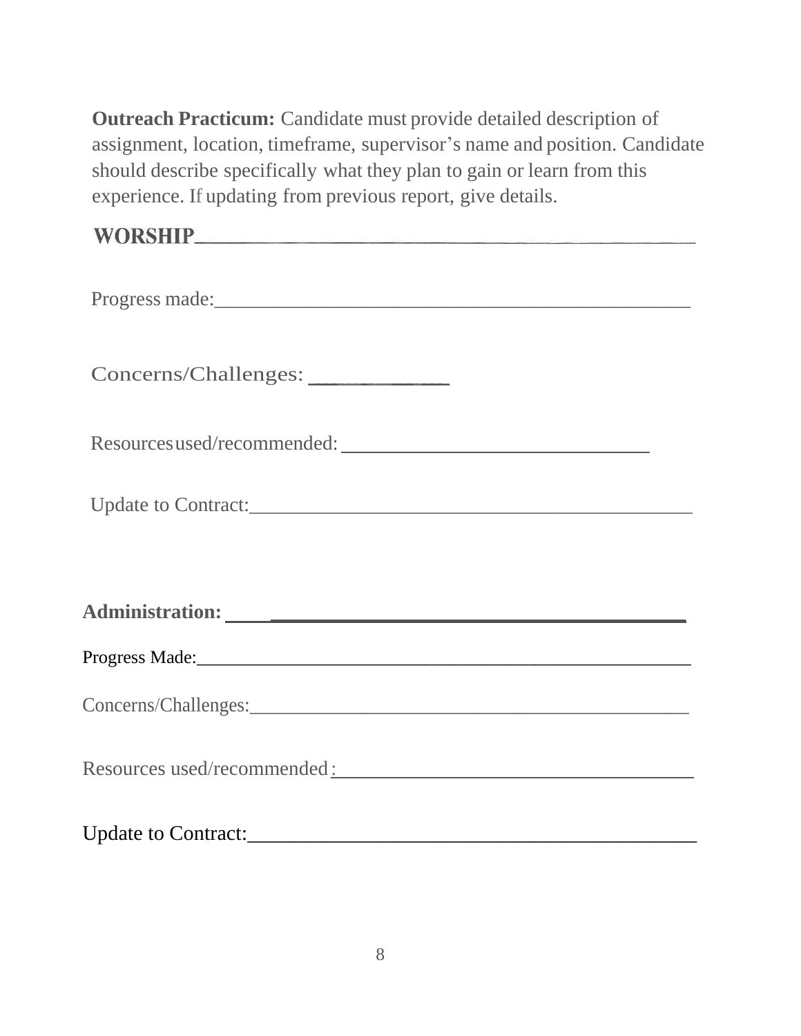**Outreach Practicum:** Candidate must provide detailed description of assignment, location, timeframe, supervisor's name and position. Candidate should describe specifically what they plan to gain or learn from this experience. If updating from previous report, give details.

**WORSHIP**______________________________________________

Progress made:______________________________________________

Concerns/Challenges: ____________

Resources used/recommended: ______________________________

Update to Contract:______________________________________________

**Administration:** ________________________________________

Progress Made:______________________________________________

Concerns/Challenges:______________________________________________

Resources used/recommended:___________________________________

Update to Contract:______________________________________________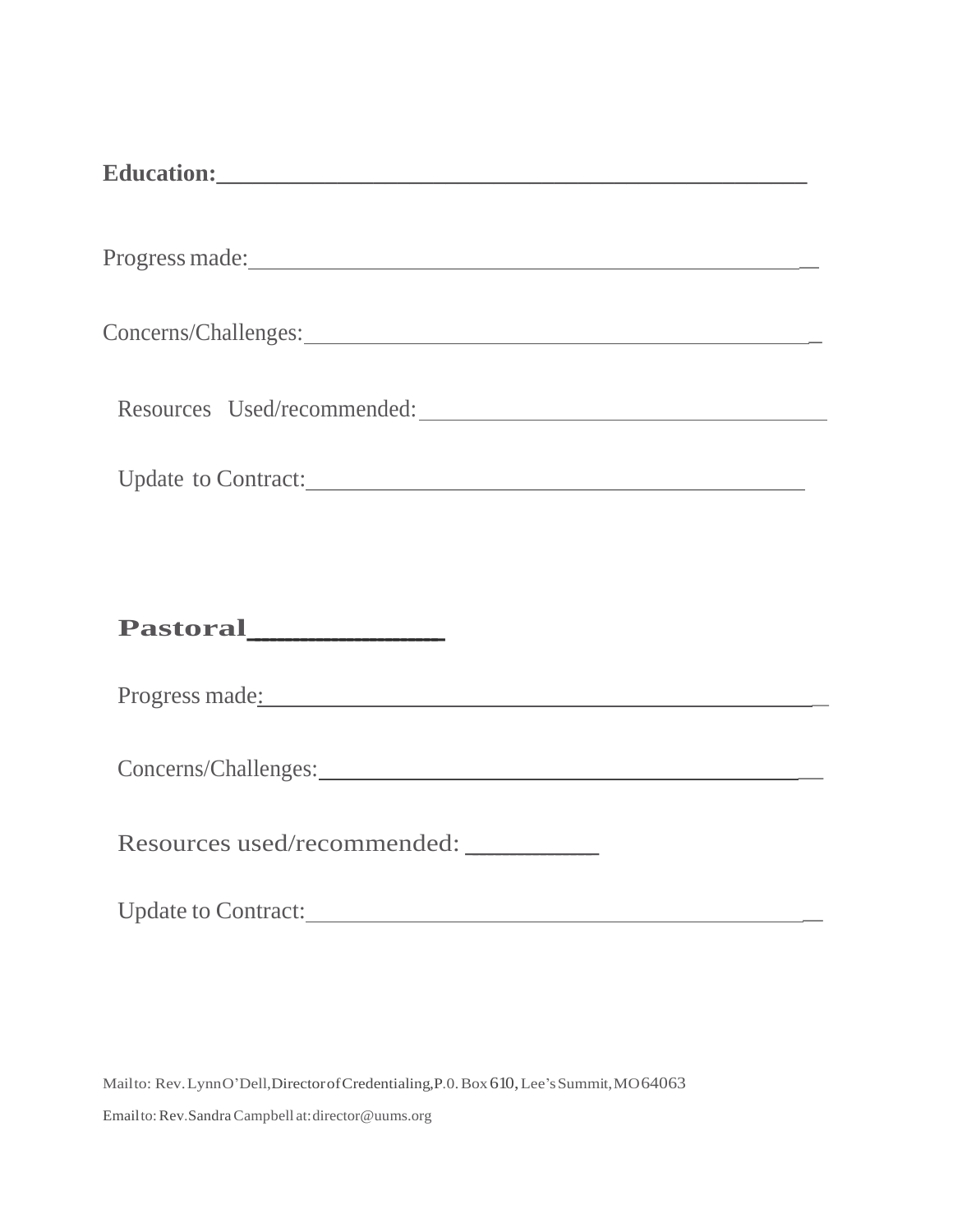**Education:**\_\_\_\_\_\_\_\_\_\_\_\_\_\_\_\_\_\_\_\_\_\_\_\_\_\_\_\_\_\_\_\_\_\_\_\_\_\_\_\_\_\_

Progress made:\_\_\_\_\_\_\_\_\_\_\_\_\_\_\_\_\_\_\_\_\_\_\_\_\_\_\_\_\_\_\_\_\_\_\_\_\_\_\_\_\_\_

Concerns/Challenges:\_\_\_\_\_\_\_\_\_\_\_\_\_\_\_\_\_\_\_\_\_\_\_\_\_\_\_\_\_\_\_\_\_\_\_\_\_\_

Resources Used/recommended:\_\_\_\_\_\_\_\_\_\_\_\_\_\_\_\_\_\_\_\_\_\_\_\_\_\_\_\_\_\_\_\_

Update to Contract:\_\_\_\_\_\_\_\_\_\_\_\_\_\_\_\_\_\_\_\_\_\_\_\_\_\_\_\_\_\_\_\_\_\_\_\_\_\_

**Pastoral**\_\_\_\_\_\_\_\_\_\_\_\_\_\_

Progress made:\_\_\_\_\_\_\_\_\_\_\_\_\_\_\_\_\_\_\_\_\_\_\_\_\_\_\_\_\_\_\_\_\_\_\_\_\_\_\_\_

Concerns/Challenges:\_\_\_\_\_\_\_\_\_\_\_\_\_\_\_\_\_\_\_\_\_\_\_\_\_\_\_\_\_\_\_\_\_\_\_\_\_

Resources used/recommended: \_\_\_\_\_\_\_\_\_\_

Update to Contract:\_\_\_\_\_\_\_\_\_\_\_\_\_\_\_\_\_\_\_\_\_\_\_\_\_\_\_\_\_\_\_\_\_\_\_\_\_\_

Mail to: Rev. Lynn O'Dell, Director of Credentialing, P.O. Box 610, Lee's Summit, MO 64063

Email to: Rev. Sandra Campbell at: director@uums.org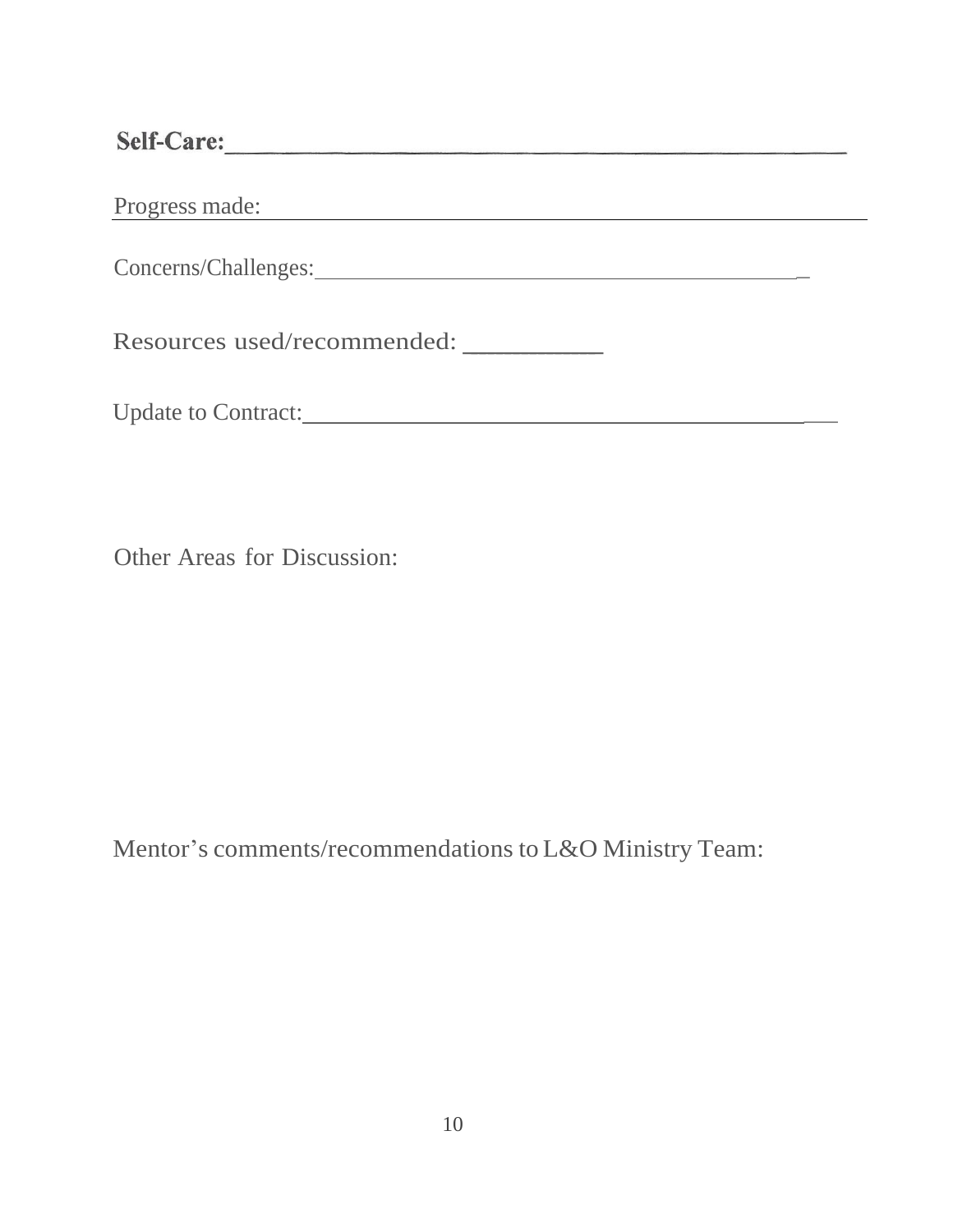**Self-Care:**\_\_\_\_\_\_\_\_\_\_\_\_\_\_\_\_\_\_\_\_\_\_\_\_\_\_\_\_\_\_\_\_\_\_\_\_\_\_\_\_

Progress made: \_\_\_\_\_\_\_\_\_\_\_\_\_\_\_\_\_\_\_\_\_\_\_\_\_\_\_\_\_\_\_\_\_\_\_\_\_\_\_\_\_\_\_\_

Concerns/Challenges: \_\_\_\_\_\_\_\_\_\_\_\_\_\_\_\_\_\_\_\_\_\_\_\_\_\_\_\_\_\_\_\_\_\_\_\_\_\_\_\_

Resources used/recommended: \_\_\_\_\_\_\_\_\_\_

Update to Contract: \_\_\_\_\_\_\_\_\_\_\_\_\_\_\_\_\_\_\_\_\_\_\_\_\_\_\_\_\_\_\_\_\_\_\_\_\_\_\_\_

Other Areas for Discussion:

Mentor's comments/recommendations to L&O Ministry Team: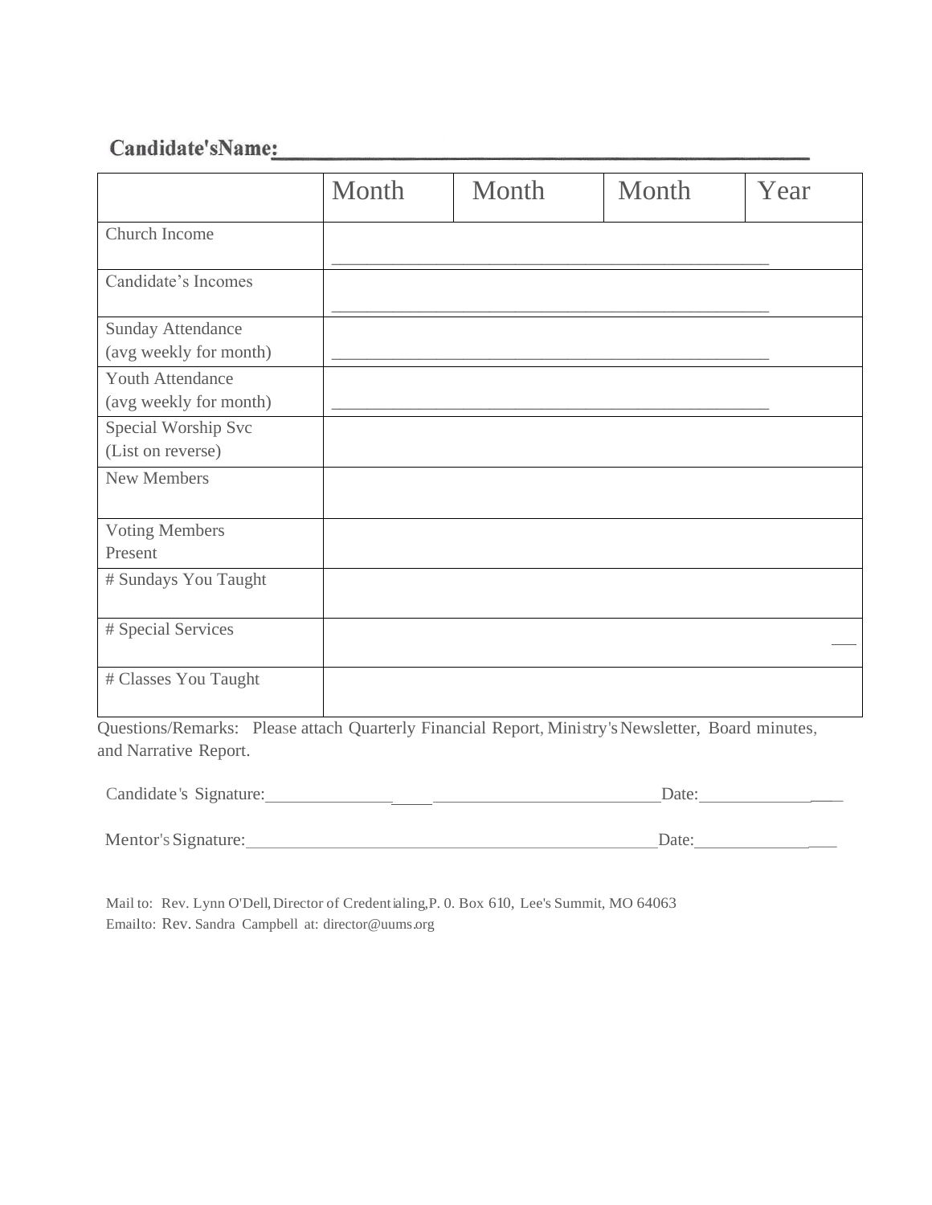**Candidate'sName:**\_\_\_\_\_\_\_\_\_\_\_\_\_\_\_\_\_\_\_\_\_\_\_\_\_\_\_\_\_\_\_\_\_\_\_\_\_\_\_\_\_\_\_\_

| | Month | Month | Month | Year |
|---|---|---|---|---|
| Church Income | | | | |
| Candidate's Incomes | | | | |
| Sunday Attendance (avg weekly for month) | | | | |
| Youth Attendance (avg weekly for month) | | | | |
| Special Worship Svc (List on reverse) | | | | |
| New Members | | | | |
| Voting Members Present | | | | |
| # Sundays You Taught | | | | |
| # Special Services | | | | |
| # Classes You Taught | | | | |

Questions/Remarks: Please attach Quarterly Financial Report, Ministry's Newsletter, Board minutes, and Narrative Report.

Candidate's Signature:\_\_\_\_\_\_\_\_\_\_\_\_\_\_\_\_\_\_\_\_\_\_\_\_\_\_\_\_\_\_\_\_\_\_\_\_\_\_\_\_\_\_\_\_Date:\_\_\_\_\_\_\_\_\_\_\_\_\_\_\_\_

Mentor's Signature:\_\_\_\_\_\_\_\_\_\_\_\_\_\_\_\_\_\_\_\_\_\_\_\_\_\_\_\_\_\_\_\_\_\_\_\_\_\_\_\_\_\_\_\_\_\_Date:\_\_\_\_\_\_\_\_\_\_\_\_\_\_\_\_

Mail to: Rev. Lynn O'Dell, Director of Credentialing, P. 0. Box 610, Lee's Summit, MO 64063
Emailto: Rev. Sandra Campbell at: director@uums.org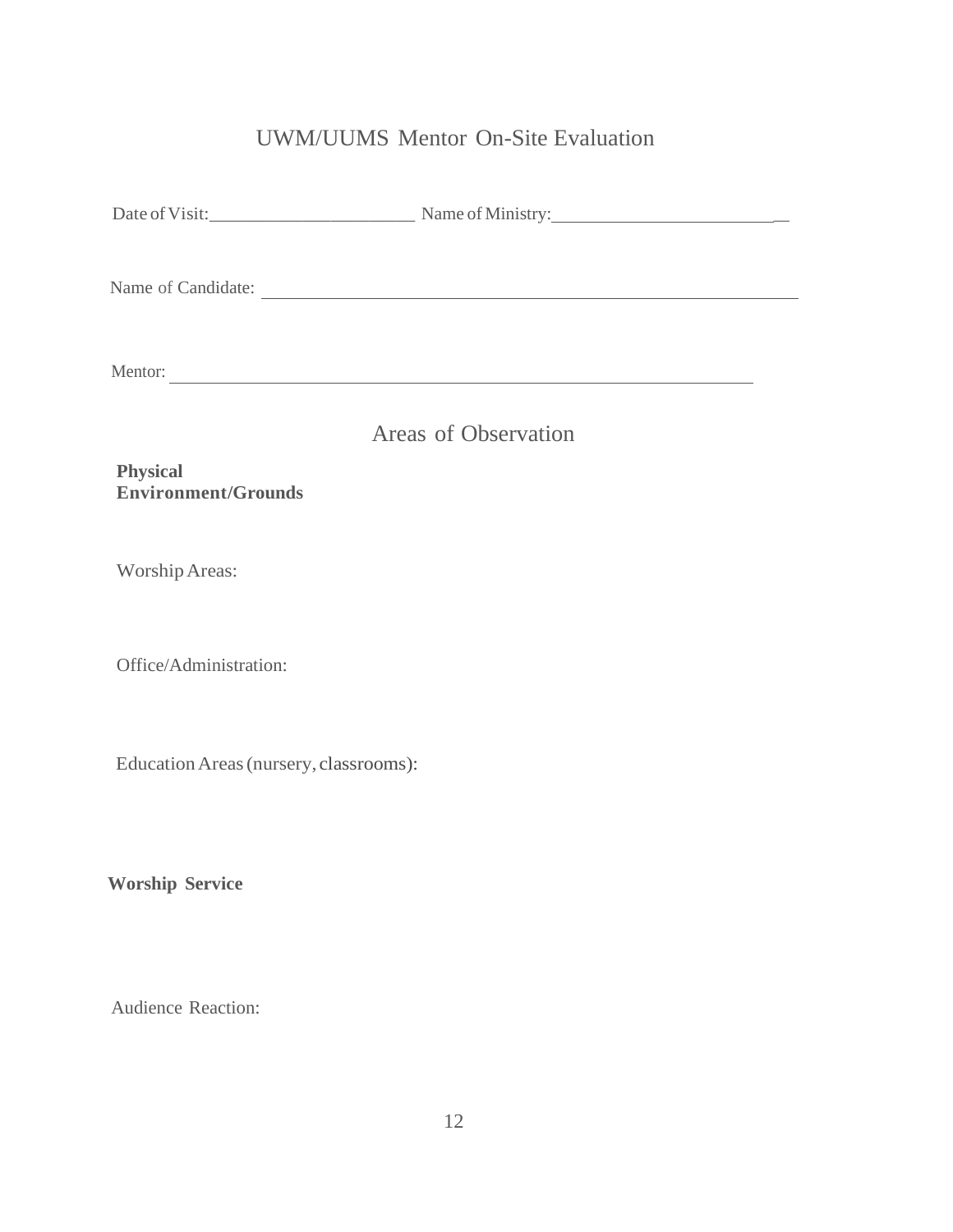# UWM/UUMS Mentor On-Site Evaluation

Date of Visit:_______________________ Name of Ministry:_________________________

Name of Candidate: ____________________________________________________________

Mentor: ________________________________________________________________

## Areas of Observation

**Physical Environment/Grounds**

Worship Areas:

Office/Administration:

Education Areas (nursery, classrooms):

**Worship Service**

Audience Reaction: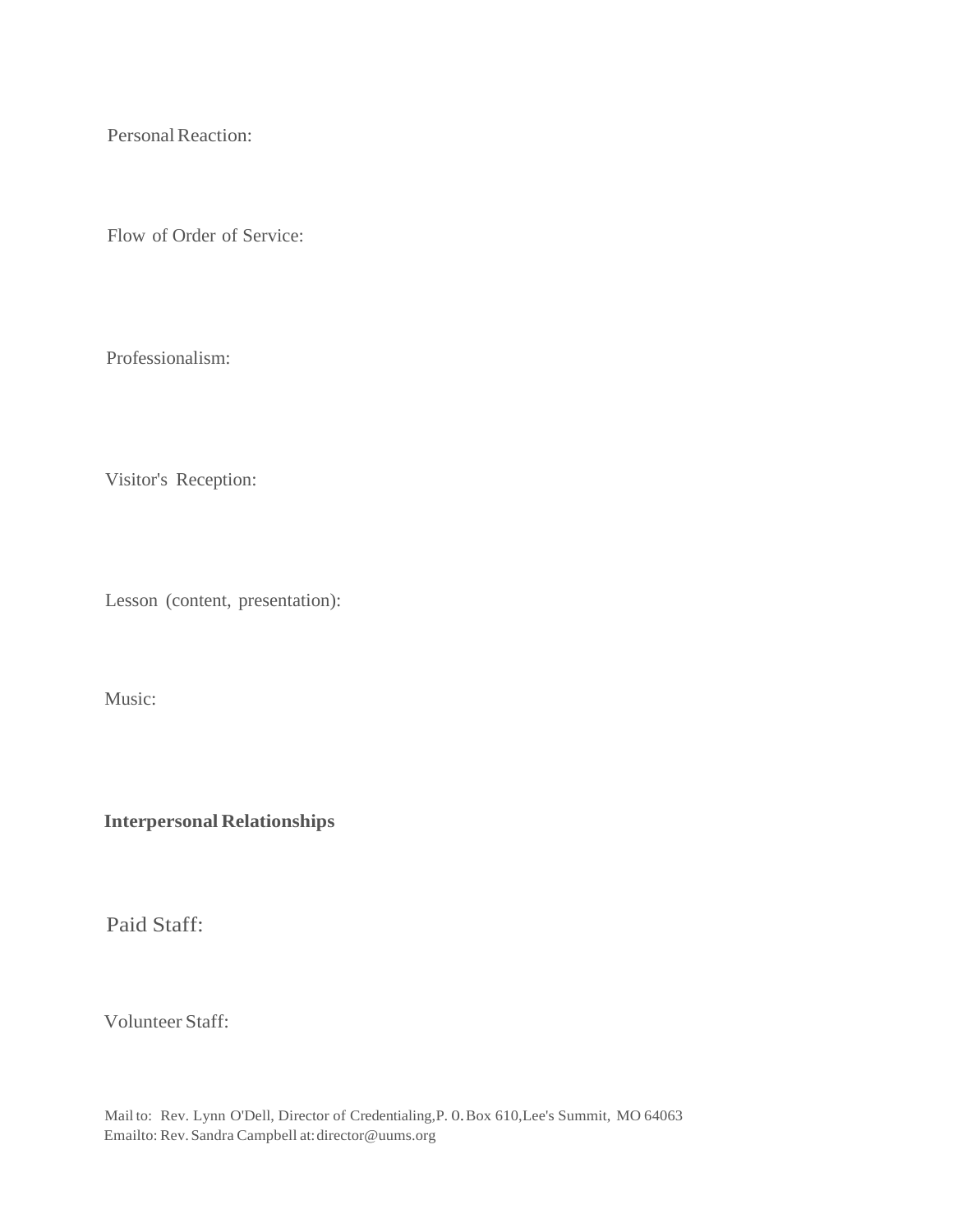Personal Reaction:

Flow of Order of Service:

Professionalism:

Visitor's Reception:

Lesson (content, presentation):

Music:

**Interpersonal Relationships**

Paid Staff:

Volunteer Staff:

Mail to: Rev. Lynn O'Dell, Director of Credentialing, P. O. Box 610, Lee's Summit, MO 64063
Emailto: Rev. Sandra Campbell at: director@uums.org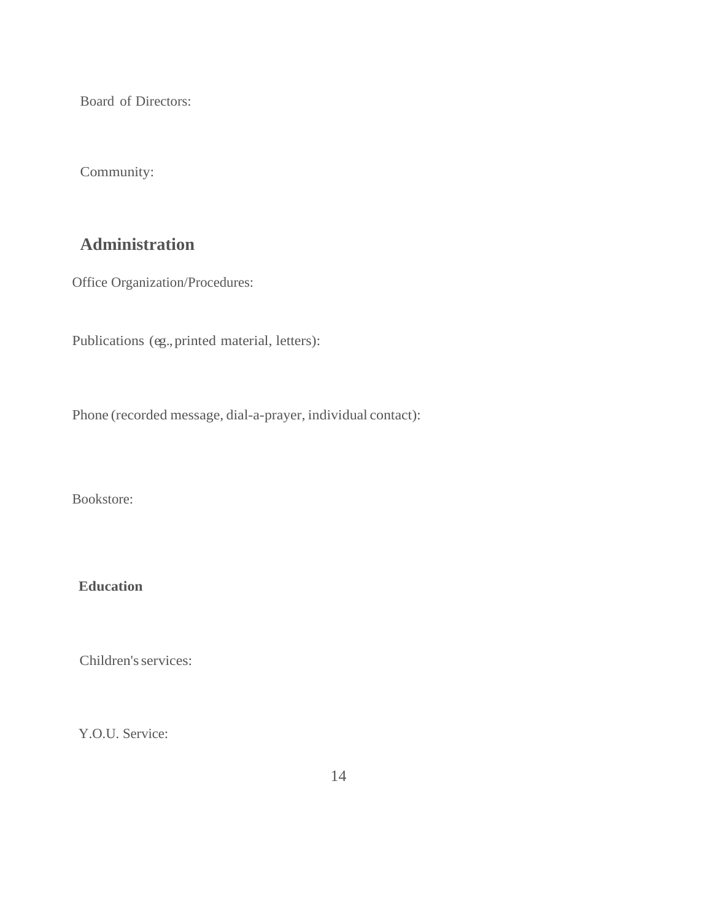Board of Directors:

Community:

## Administration

Office Organization/Procedures:

Publications (eg., printed material, letters):

Phone (recorded message, dial-a-prayer, individual contact):

Bookstore:

**Education**

Children's services:

Y.O.U. Service: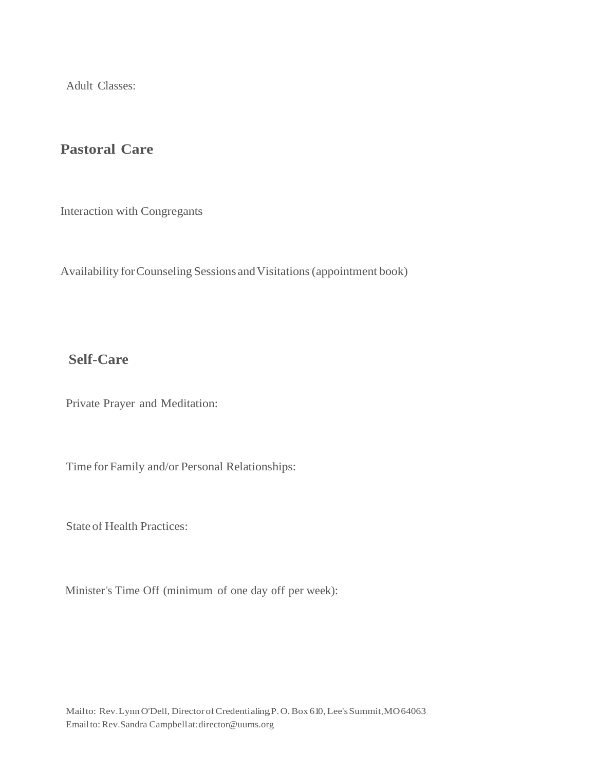Adult Classes:

## Pastoral Care

Interaction with Congregants

Availability for Counseling Sessions and Visitations (appointment book)

## Self-Care

Private Prayer and Meditation:

Time for Family and/or Personal Relationships:

State of Health Practices:

Minister's Time Off (minimum of one day off per week):

Mail to: Rev. Lynn O'Dell, Director of Credentialing, P. O. Box 610, Lee's Summit, MO 64063
Email to: Rev. Sandra Campbell at: director@uums.org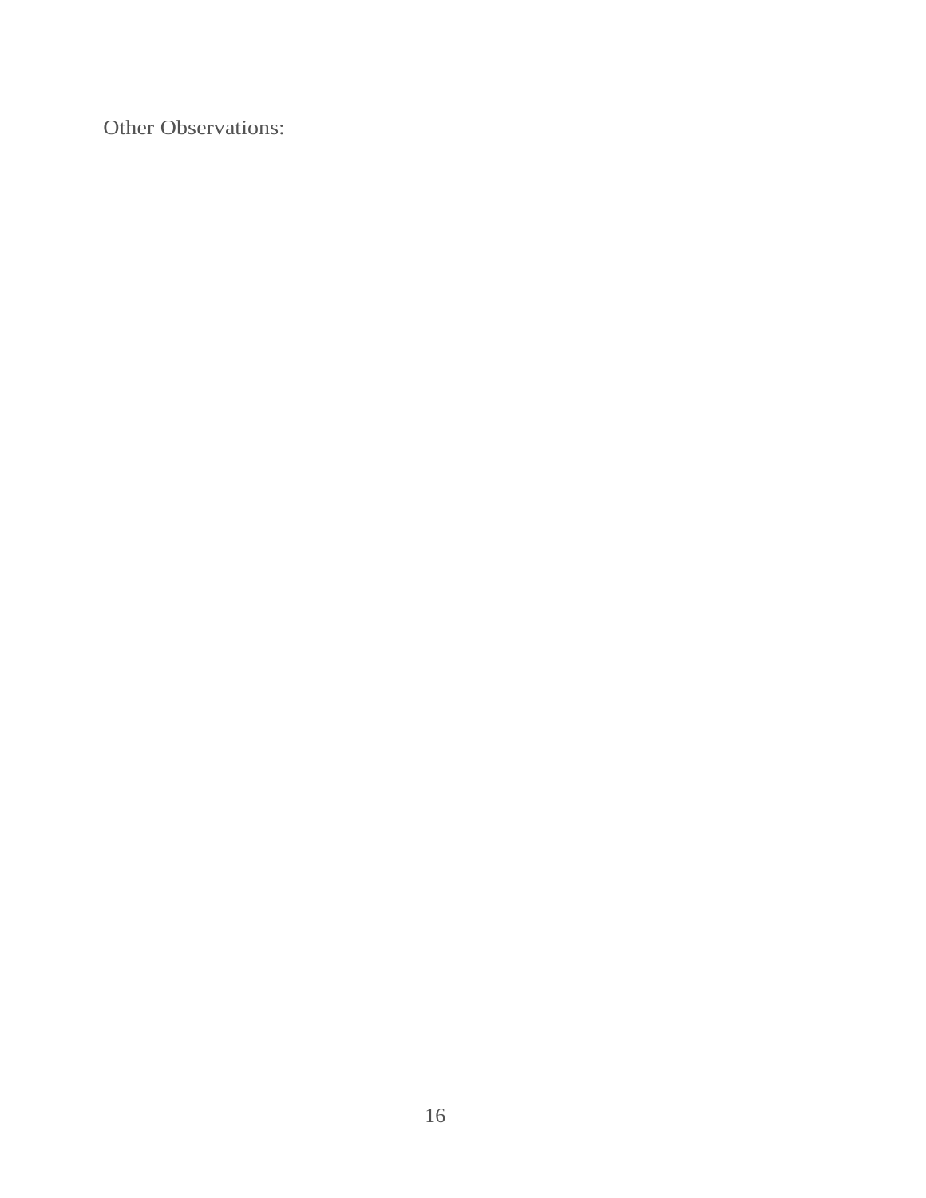Other Observations: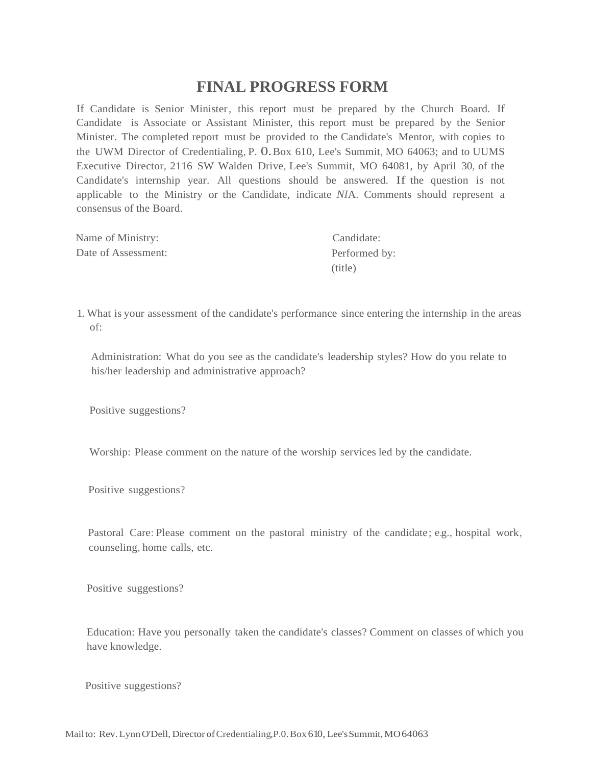# FINAL PROGRESS FORM

If Candidate is Senior Minister, this report must be prepared by the Church Board. If Candidate is Associate or Assistant Minister, this report must be prepared by the Senior Minister. The completed report must be provided to the Candidate's Mentor, with copies to the UWM Director of Credentialing, P. O. Box 610, Lee's Summit, MO 64063; and to UUMS Executive Director, 2116 SW Walden Drive, Lee's Summit, MO 64081, by April 30, of the Candidate's internship year. All questions should be answered. If the question is not applicable to the Ministry or the Candidate, indicate *NI*A. Comments should represent a consensus of the Board.

Name of Ministry:

Candidate:

Date of Assessment:

Performed by:
(title)

1. What is your assessment of the candidate's performance since entering the internship in the areas of:

   Administration: What do you see as the candidate's leadership styles? How do you relate to his/her leadership and administrative approach?

   Positive suggestions?

   Worship: Please comment on the nature of the worship services led by the candidate.

   Positive suggestions?

   Pastoral Care: Please comment on the pastoral ministry of the candidate; e.g., hospital work, counseling, home calls, etc.

   Positive suggestions?

   Education: Have you personally taken the candidate's classes? Comment on classes of which you have knowledge.

   Positive suggestions?

Mail to: Rev. Lynn O'Dell, Director of Credentialing, P.0. Box 610, Lee's Summit, MO 64063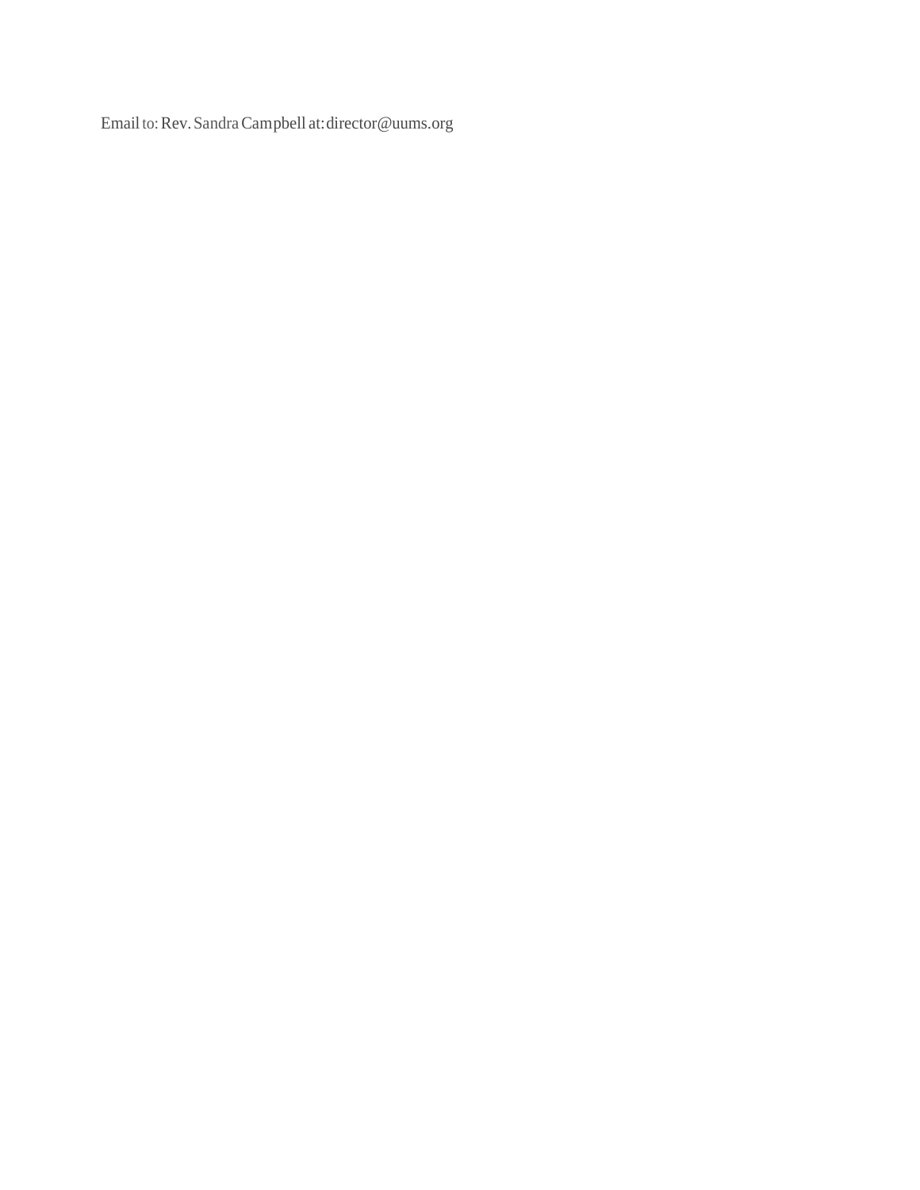Email to: Rev. Sandra Campbell at: director@uums.org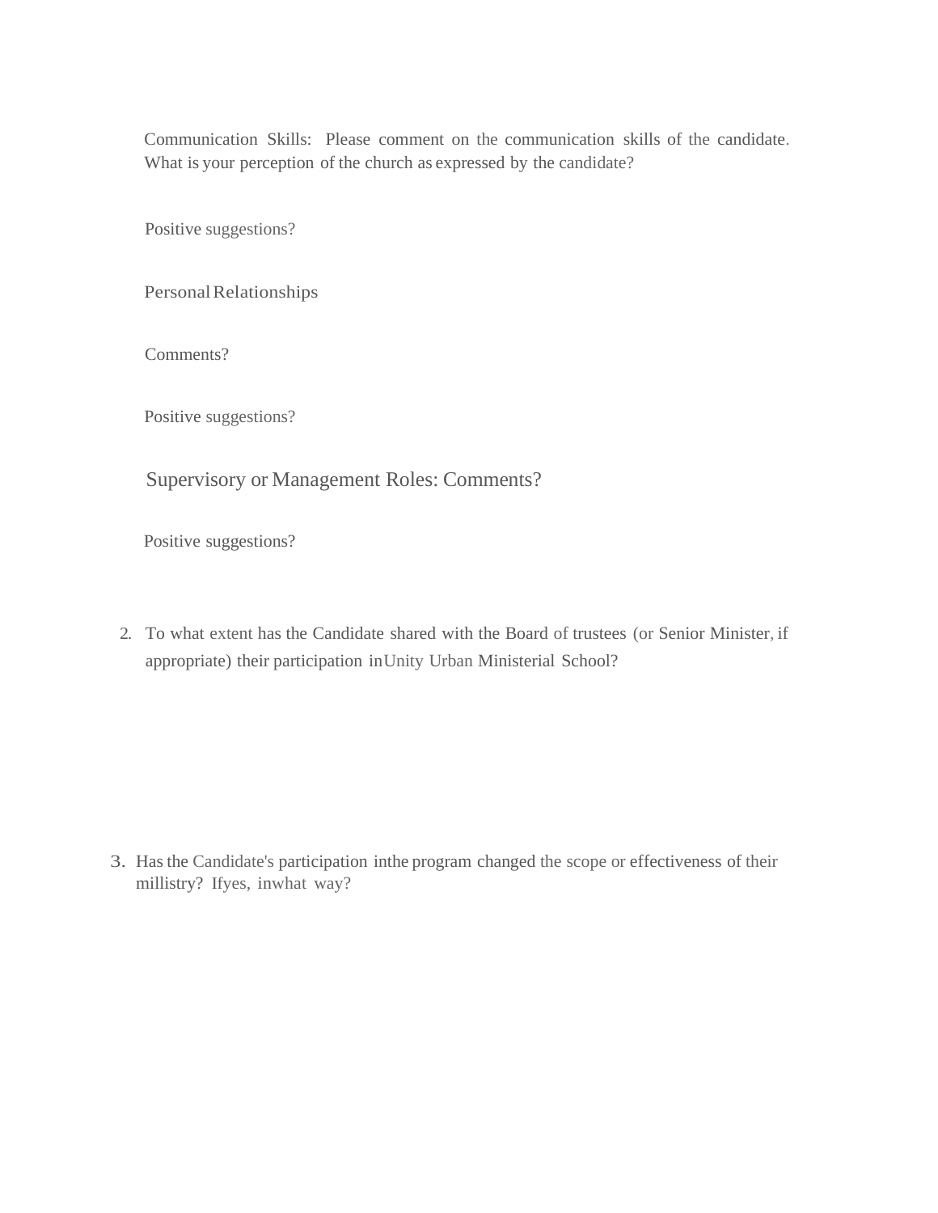Communication Skills: Please comment on the communication skills of the candidate. What is your perception of the church as expressed by the candidate?

Positive suggestions?

Personal Relationships

Comments?

Positive suggestions?

Supervisory or Management Roles: Comments?

Positive suggestions?

2. To what extent has the Candidate shared with the Board of trustees (or Senior Minister, if appropriate) their participation in Unity Urban Ministerial School?

3. Has the Candidate's participation in the program changed the scope or effectiveness of their millistry? If yes, in what way?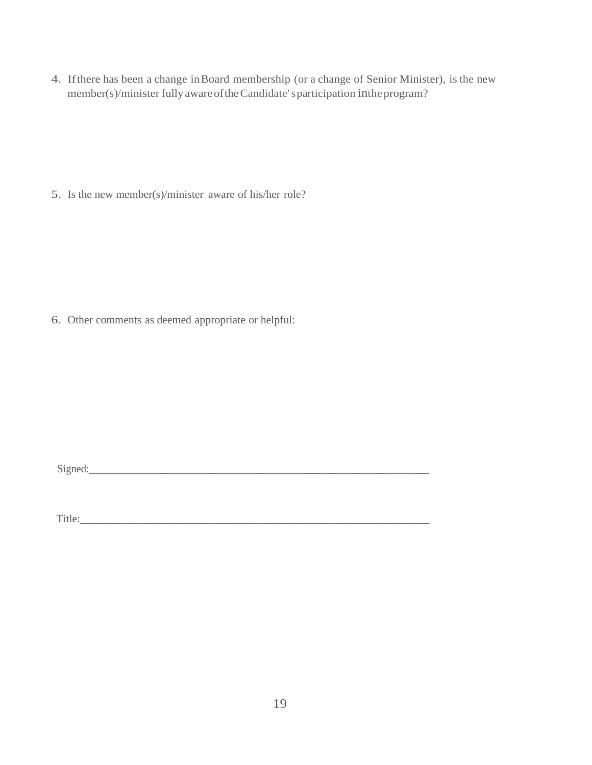4. If there has been a change in Board membership (or a change of Senior Minister), is the new member(s)/minister fully aware of the Candidate's participation in the program?

5. Is the new member(s)/minister aware of his/her role?

6. Other comments as deemed appropriate or helpful:

Signed:_______________________________________________________________

Title:_________________________________________________________________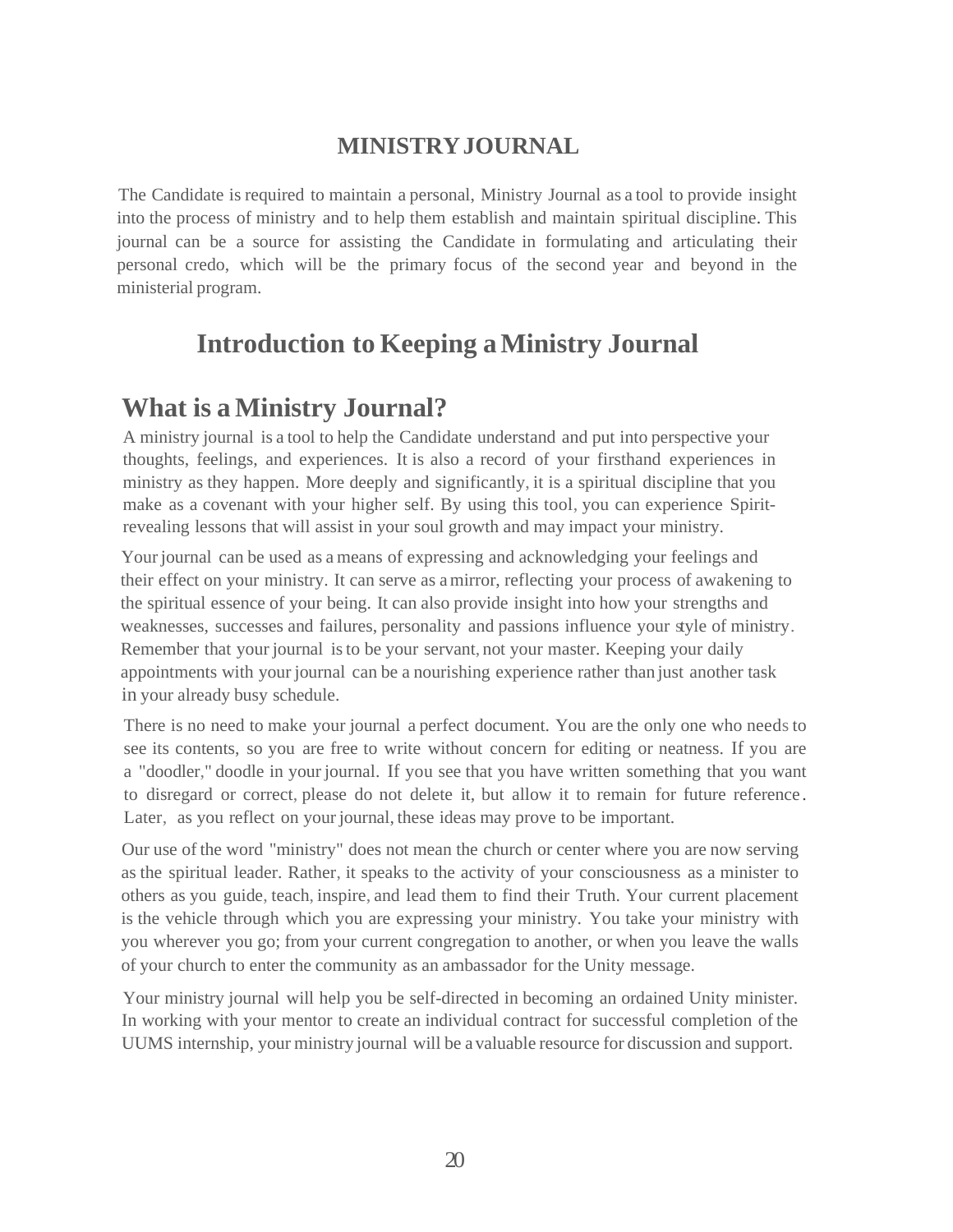## MINISTRY JOURNAL

The Candidate is required to maintain a personal, Ministry Journal as a tool to provide insight into the process of ministry and to help them establish and maintain spiritual discipline. This journal can be a source for assisting the Candidate in formulating and articulating their personal credo, which will be the primary focus of the second year and beyond in the ministerial program.

# Introduction to Keeping a Ministry Journal

## What is a Ministry Journal?

A ministry journal is a tool to help the Candidate understand and put into perspective your thoughts, feelings, and experiences. It is also a record of your firsthand experiences in ministry as they happen. More deeply and significantly, it is a spiritual discipline that you make as a covenant with your higher self. By using this tool, you can experience Spirit-revealing lessons that will assist in your soul growth and may impact your ministry.

Your journal can be used as a means of expressing and acknowledging your feelings and their effect on your ministry. It can serve as a mirror, reflecting your process of awakening to the spiritual essence of your being. It can also provide insight into how your strengths and weaknesses, successes and failures, personality and passions influence your style of ministry. Remember that your journal is to be your servant, not your master. Keeping your daily appointments with your journal can be a nourishing experience rather than just another task in your already busy schedule.

There is no need to make your journal a perfect document. You are the only one who needs to see its contents, so you are free to write without concern for editing or neatness. If you are a "doodler," doodle in your journal. If you see that you have written something that you want to disregard or correct, please do not delete it, but allow it to remain for future reference. Later, as you reflect on your journal, these ideas may prove to be important.

Our use of the word "ministry" does not mean the church or center where you are now serving as the spiritual leader. Rather, it speaks to the activity of your consciousness as a minister to others as you guide, teach, inspire, and lead them to find their Truth. Your current placement is the vehicle through which you are expressing your ministry. You take your ministry with you wherever you go; from your current congregation to another, or when you leave the walls of your church to enter the community as an ambassador for the Unity message.

Your ministry journal will help you be self-directed in becoming an ordained Unity minister. In working with your mentor to create an individual contract for successful completion of the UUMS internship, your ministry journal will be a valuable resource for discussion and support.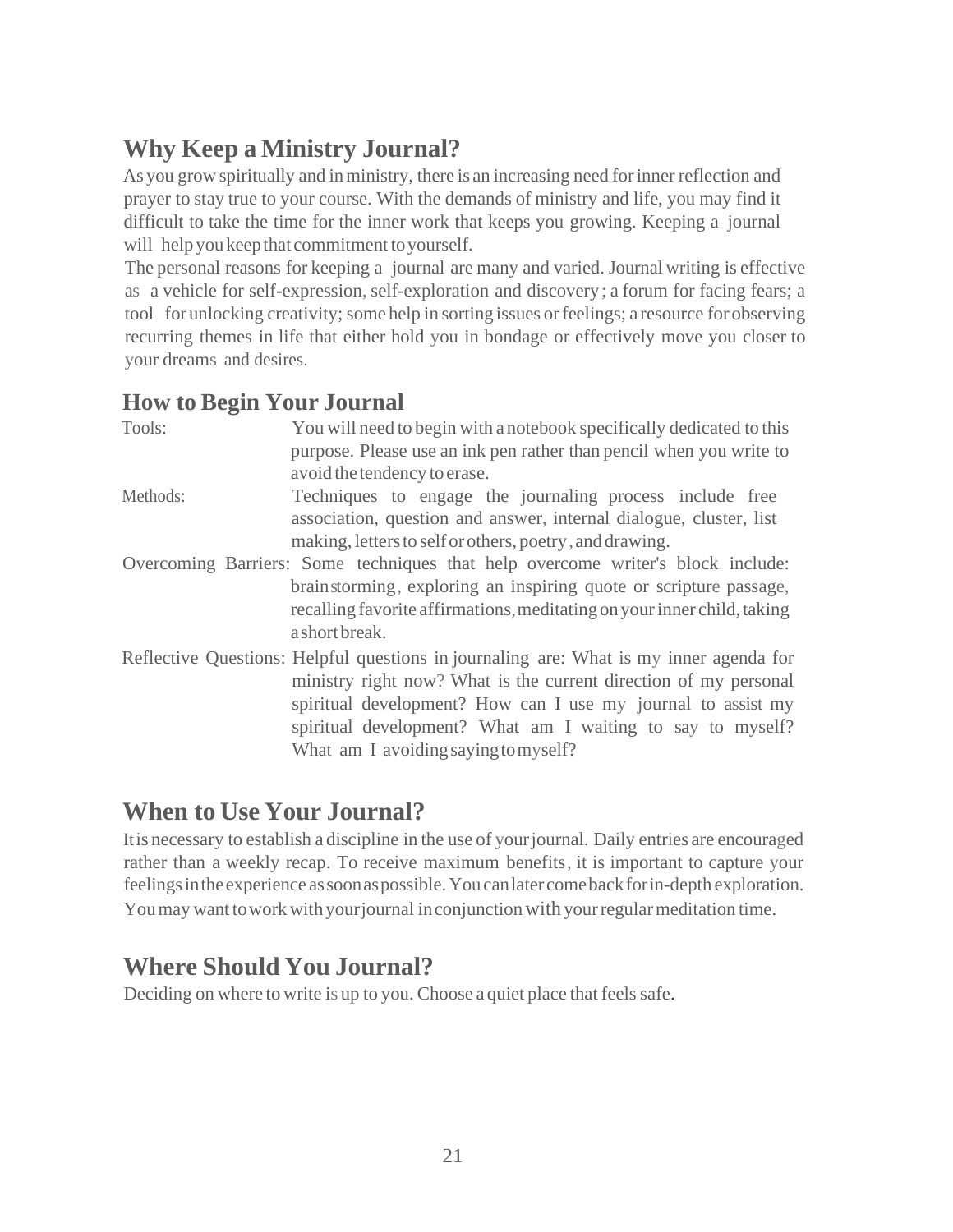## Why Keep a Ministry Journal?

As you grow spiritually and in ministry, there is an increasing need for inner reflection and prayer to stay true to your course. With the demands of ministry and life, you may find it difficult to take the time for the inner work that keeps you growing. Keeping a journal will help you keep that commitment to yourself.

The personal reasons for keeping a journal are many and varied. Journal writing is effective as a vehicle for self-expression, self-exploration and discovery; a forum for facing fears; a tool for unlocking creativity; some help in sorting issues or feelings; a resource for observing recurring themes in life that either hold you in bondage or effectively move you closer to your dreams and desires.

## How to Begin Your Journal

**Tools:** You will need to begin with a notebook specifically dedicated to this purpose. Please use an ink pen rather than pencil when you write to avoid the tendency to erase.

**Methods:** Techniques to engage the journaling process include free association, question and answer, internal dialogue, cluster, list making, letters to self or others, poetry, and drawing.

**Overcoming Barriers:** Some techniques that help overcome writer's block include: brainstorming, exploring an inspiring quote or scripture passage, recalling favorite affirmations, meditating on your inner child, taking a short break.

**Reflective Questions:** Helpful questions in journaling are: What is my inner agenda for ministry right now? What is the current direction of my personal spiritual development? How can I use my journal to assist my spiritual development? What am I waiting to say to myself? What am I avoiding saying to myself?

## When to Use Your Journal?

It is necessary to establish a discipline in the use of your journal. Daily entries are encouraged rather than a weekly recap. To receive maximum benefits, it is important to capture your feelings in the experience as soon as possible. You can later come back for in-depth exploration. You may want to work with your journal in conjunction with your regular meditation time.

## Where Should You Journal?

Deciding on where to write is up to you. Choose a quiet place that feels safe.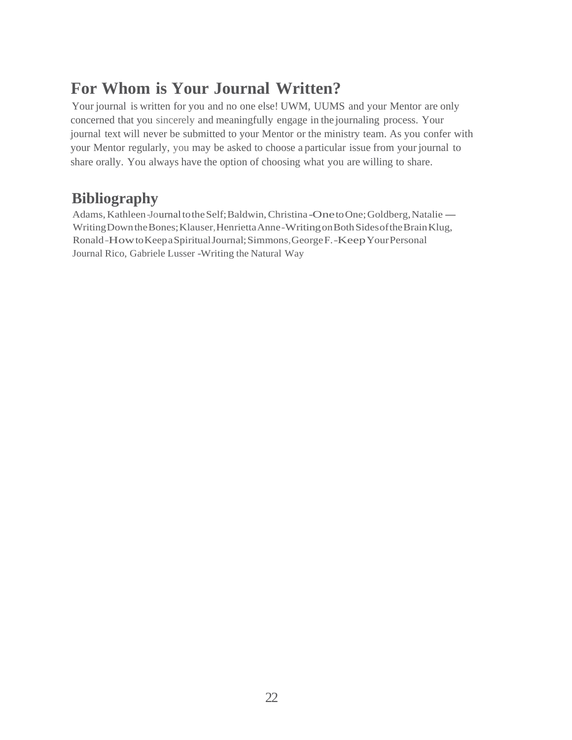## For Whom is Your Journal Written?

Your journal is written for you and no one else! UWM, UUMS and your Mentor are only concerned that you sincerely and meaningfully engage in the journaling process. Your journal text will never be submitted to your Mentor or the ministry team. As you confer with your Mentor regularly, you may be asked to choose a particular issue from your journal to share orally. You always have the option of choosing what you are willing to share.

## Bibliography

Adams, Kathleen - Journal to the Self; Baldwin, Christina - One to One; Goldberg, Natalie — Writing Down the Bones; Klauser, Henrietta Anne - Writing on Both Sides of the Brain Klug, Ronald - How to Keep a Spiritual Journal; Simmons, George F. - Keep Your Personal Journal Rico, Gabriele Lusser - Writing the Natural Way